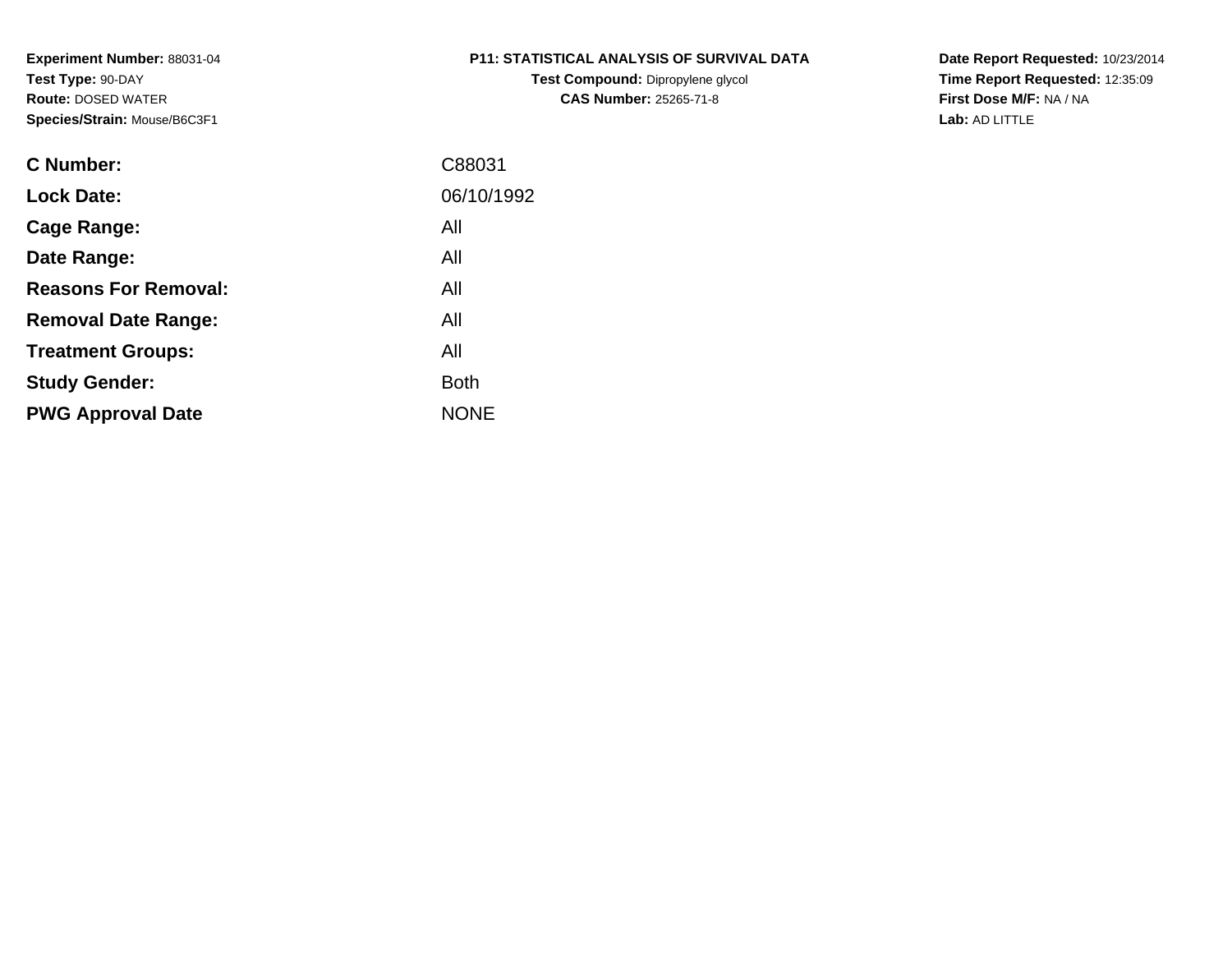**Experiment Number:** 88031-04
**Test Type:** 90-DAY
**Route:** DOSED WATER
**Species/Strain:** Mouse/B6C3F1

# P11: STATISTICAL ANALYSIS OF SURVIVAL DATA

**Test Compound:** Dipropylene glycol
**CAS Number:** 25265-71-8

**Date Report Requested:** 10/23/2014
**Time Report Requested:** 12:35:09
**First Dose M/F:** NA / NA
**Lab:** AD LITTLE

| | |
|---|---|
| **C Number:** | C88031 |
| **Lock Date:** | 06/10/1992 |
| **Cage Range:** | All |
| **Date Range:** | All |
| **Reasons For Removal:** | All |
| **Removal Date Range:** | All |
| **Treatment Groups:** | All |
| **Study Gender:** | Both |
| **PWG Approval Date** | NONE |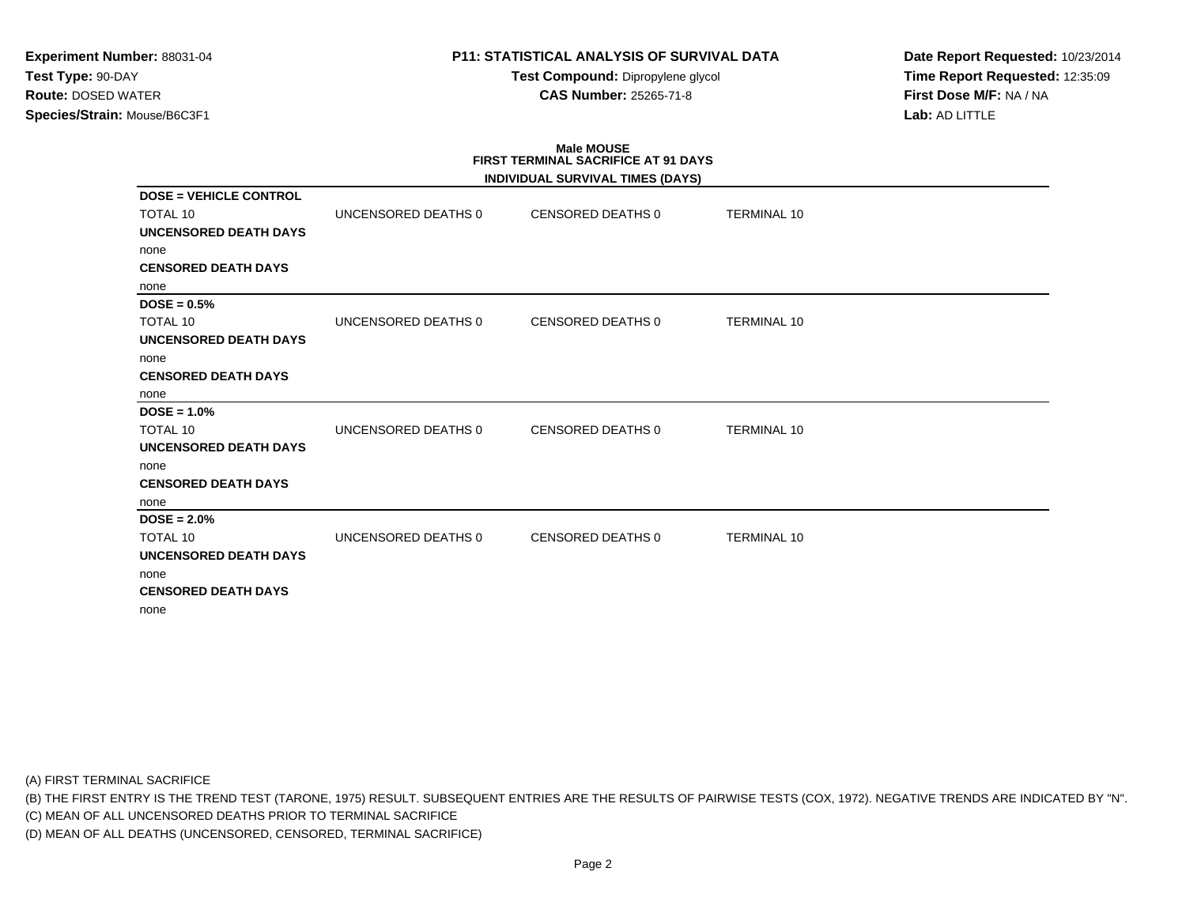**Experiment Number:** 88031-04
**Test Type:** 90-DAY
**Route:** DOSED WATER
**Species/Strain:** Mouse/B6C3F1

**P11: STATISTICAL ANALYSIS OF SURVIVAL DATA**
**Test Compound:** Dipropylene glycol
**CAS Number:** 25265-71-8

**Date Report Requested:** 10/23/2014
**Time Report Requested:** 12:35:09
**First Dose M/F:** NA / NA
**Lab:** AD LITTLE

## Male MOUSE
### FIRST TERMINAL SACRIFICE AT 91 DAYS
### INDIVIDUAL SURVIVAL TIMES (DAYS)

**DOSE = VEHICLE CONTROL**

TOTAL 10 | UNCENSORED DEATHS 0 | CENSORED DEATHS 0 | TERMINAL 10

**UNCENSORED DEATH DAYS**

none

**CENSORED DEATH DAYS**

none

**DOSE = 0.5%**

TOTAL 10 | UNCENSORED DEATHS 0 | CENSORED DEATHS 0 | TERMINAL 10

**UNCENSORED DEATH DAYS**

none

**CENSORED DEATH DAYS**

none

**DOSE = 1.0%**

TOTAL 10 | UNCENSORED DEATHS 0 | CENSORED DEATHS 0 | TERMINAL 10

**UNCENSORED DEATH DAYS**

none

**CENSORED DEATH DAYS**

none

**DOSE = 2.0%**

TOTAL 10 | UNCENSORED DEATHS 0 | CENSORED DEATHS 0 | TERMINAL 10

**UNCENSORED DEATH DAYS**

none

**CENSORED DEATH DAYS**

none

(A) FIRST TERMINAL SACRIFICE
(B) THE FIRST ENTRY IS THE TREND TEST (TARONE, 1975) RESULT. SUBSEQUENT ENTRIES ARE THE RESULTS OF PAIRWISE TESTS (COX, 1972). NEGATIVE TRENDS ARE INDICATED BY "N".
(C) MEAN OF ALL UNCENSORED DEATHS PRIOR TO TERMINAL SACRIFICE
(D) MEAN OF ALL DEATHS (UNCENSORED, CENSORED, TERMINAL SACRIFICE)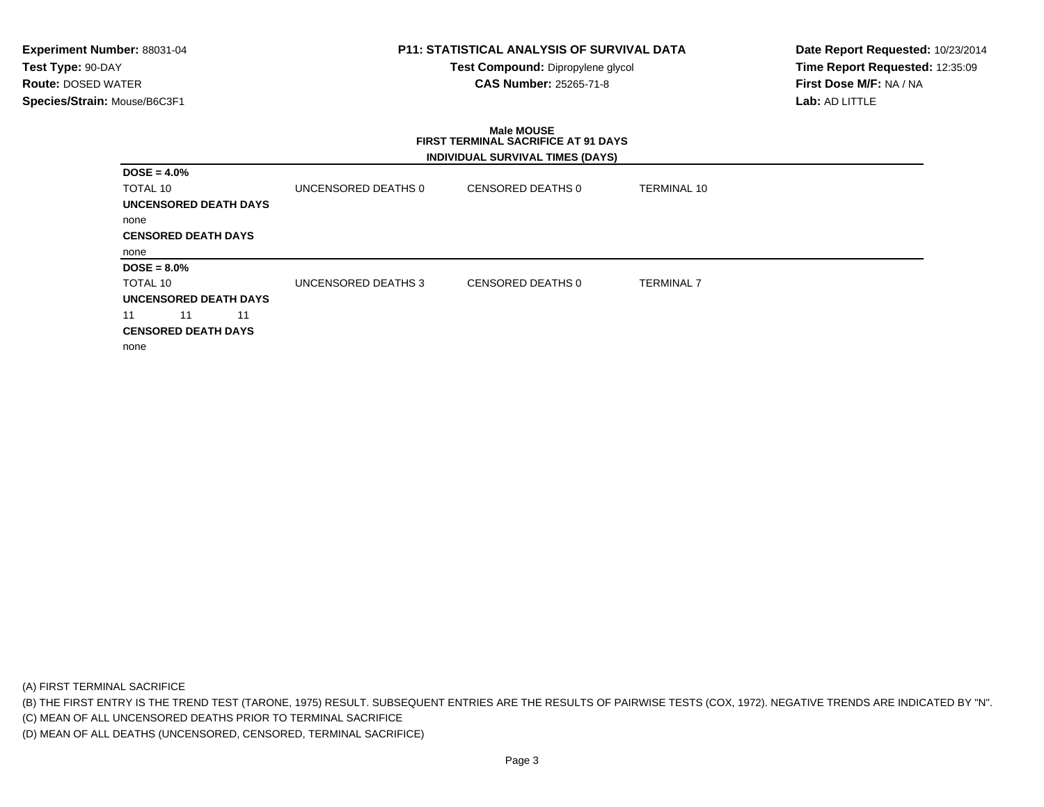**Experiment Number:** 88031-04
**Test Type:** 90-DAY
**Route:** DOSED WATER
**Species/Strain:** Mouse/B6C3F1

**P11: STATISTICAL ANALYSIS OF SURVIVAL DATA**
**Test Compound:** Dipropylene glycol
**CAS Number:** 25265-71-8

**Date Report Requested:** 10/23/2014
**Time Report Requested:** 12:35:09
**First Dose M/F:** NA / NA
**Lab:** AD LITTLE

**Male MOUSE**
**FIRST TERMINAL SACRIFICE AT 91 DAYS**
**INDIVIDUAL SURVIVAL TIMES (DAYS)**

**DOSE = 4.0%**

| TOTAL 10 | UNCENSORED DEATHS 0 | CENSORED DEATHS 0 | TERMINAL 10 |
|---|---|---|---|

**UNCENSORED DEATH DAYS**

none

**CENSORED DEATH DAYS**

none

**DOSE = 8.0%**

| TOTAL 10 | UNCENSORED DEATHS 3 | CENSORED DEATHS 0 | TERMINAL 7 |
|---|---|---|---|

**UNCENSORED DEATH DAYS**

11 11 11

**CENSORED DEATH DAYS**

none

(A) FIRST TERMINAL SACRIFICE
(B) THE FIRST ENTRY IS THE TREND TEST (TARONE, 1975) RESULT. SUBSEQUENT ENTRIES ARE THE RESULTS OF PAIRWISE TESTS (COX, 1972). NEGATIVE TRENDS ARE INDICATED BY "N".
(C) MEAN OF ALL UNCENSORED DEATHS PRIOR TO TERMINAL SACRIFICE
(D) MEAN OF ALL DEATHS (UNCENSORED, CENSORED, TERMINAL SACRIFICE)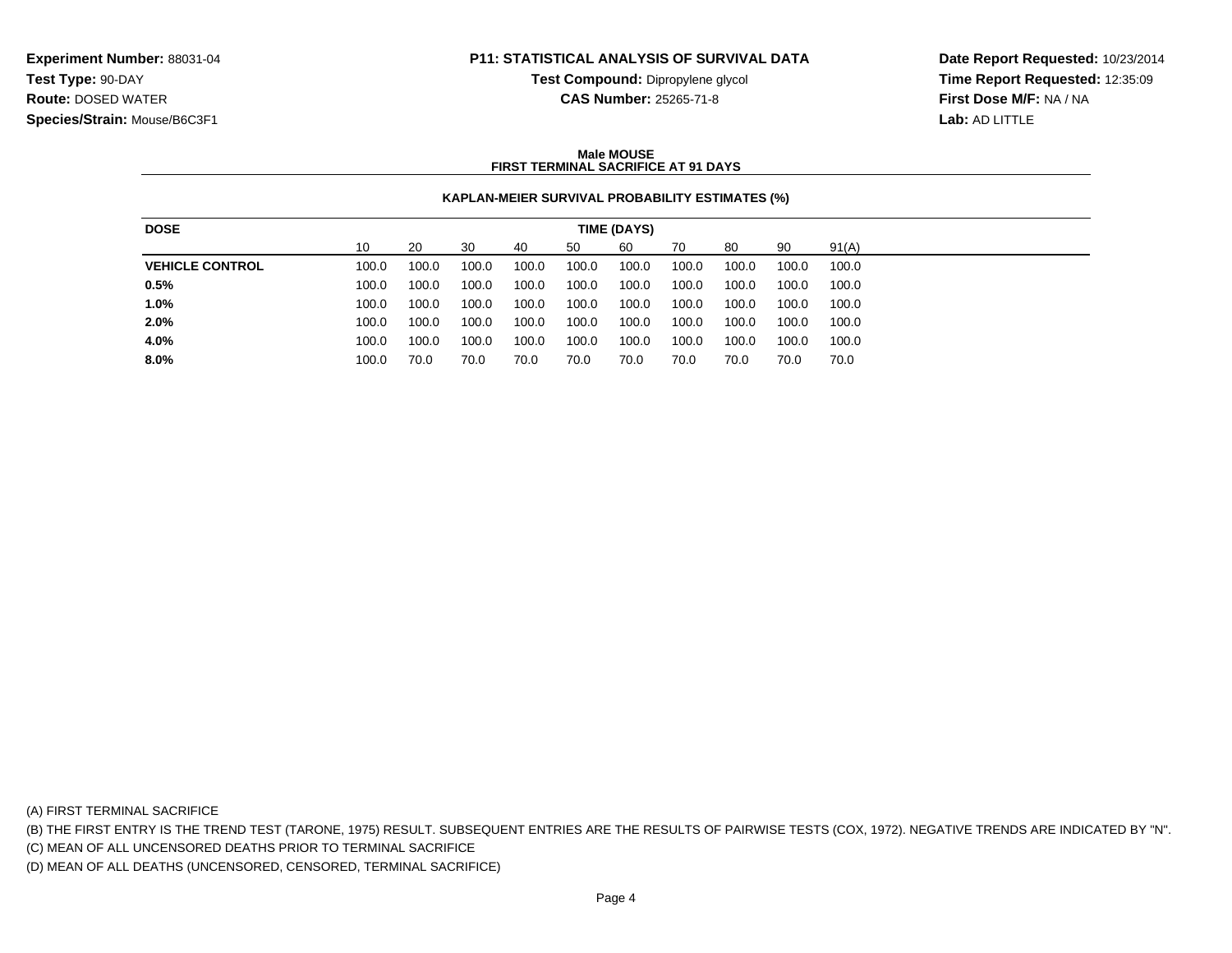**Experiment Number:** 88031-04
**Test Type:** 90-DAY
**Route:** DOSED WATER
**Species/Strain:** Mouse/B6C3F1

**P11: STATISTICAL ANALYSIS OF SURVIVAL DATA**
**Test Compound:** Dipropylene glycol
**CAS Number:** 25265-71-8

**Date Report Requested:** 10/23/2014
**Time Report Requested:** 12:35:09
**First Dose M/F:** NA / NA
**Lab:** AD LITTLE

**Male MOUSE**
**FIRST TERMINAL SACRIFICE AT 91 DAYS**

**KAPLAN-MEIER SURVIVAL PROBABILITY ESTIMATES (%)**

| DOSE | TIME (DAYS) | | | | | | | | | |
|---|---|---|---|---|---|---|---|---|---|---|
| | 10 | 20 | 30 | 40 | 50 | 60 | 70 | 80 | 90 | 91(A) |
| **VEHICLE CONTROL** | 100.0 | 100.0 | 100.0 | 100.0 | 100.0 | 100.0 | 100.0 | 100.0 | 100.0 | 100.0 |
| **0.5%** | 100.0 | 100.0 | 100.0 | 100.0 | 100.0 | 100.0 | 100.0 | 100.0 | 100.0 | 100.0 |
| **1.0%** | 100.0 | 100.0 | 100.0 | 100.0 | 100.0 | 100.0 | 100.0 | 100.0 | 100.0 | 100.0 |
| **2.0%** | 100.0 | 100.0 | 100.0 | 100.0 | 100.0 | 100.0 | 100.0 | 100.0 | 100.0 | 100.0 |
| **4.0%** | 100.0 | 100.0 | 100.0 | 100.0 | 100.0 | 100.0 | 100.0 | 100.0 | 100.0 | 100.0 |
| **8.0%** | 100.0 | 70.0 | 70.0 | 70.0 | 70.0 | 70.0 | 70.0 | 70.0 | 70.0 | 70.0 |

(A) FIRST TERMINAL SACRIFICE
(B) THE FIRST ENTRY IS THE TREND TEST (TARONE, 1975) RESULT. SUBSEQUENT ENTRIES ARE THE RESULTS OF PAIRWISE TESTS (COX, 1972). NEGATIVE TRENDS ARE INDICATED BY "N".
(C) MEAN OF ALL UNCENSORED DEATHS PRIOR TO TERMINAL SACRIFICE
(D) MEAN OF ALL DEATHS (UNCENSORED, CENSORED, TERMINAL SACRIFICE)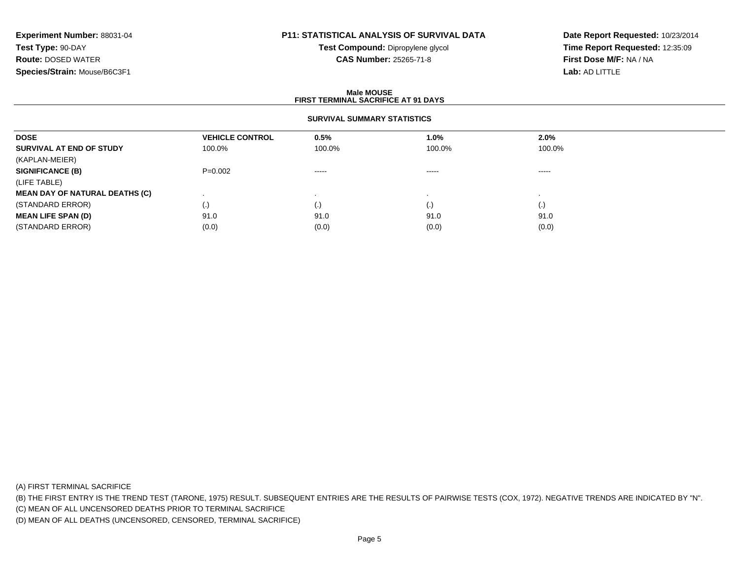**Experiment Number:** 88031-04
**Test Type:** 90-DAY
**Route:** DOSED WATER
**Species/Strain:** Mouse/B6C3F1

**P11: STATISTICAL ANALYSIS OF SURVIVAL DATA**
**Test Compound:** Dipropylene glycol
**CAS Number:** 25265-71-8

**Date Report Requested:** 10/23/2014
**Time Report Requested:** 12:35:09
**First Dose M/F:** NA / NA
**Lab:** AD LITTLE

## Male MOUSE
## FIRST TERMINAL SACRIFICE AT 91 DAYS

### SURVIVAL SUMMARY STATISTICS

| DOSE | VEHICLE CONTROL | 0.5% | 1.0% | 2.0% |
|---|---|---|---|---|
| **SURVIVAL AT END OF STUDY** | 100.0% | 100.0% | 100.0% | 100.0% |
| (KAPLAN-MEIER) | | | | |
| **SIGNIFICANCE (B)** | P=0.002 | ----- | ----- | ----- |
| (LIFE TABLE) | | | | |
| **MEAN DAY OF NATURAL DEATHS (C)** | . | . | . | . |
| (STANDARD ERROR) | (.) | (.) | (.) | (.) |
| **MEAN LIFE SPAN (D)** | 91.0 | 91.0 | 91.0 | 91.0 |
| (STANDARD ERROR) | (0.0) | (0.0) | (0.0) | (0.0) |

(A) FIRST TERMINAL SACRIFICE
(B) THE FIRST ENTRY IS THE TREND TEST (TARONE, 1975) RESULT. SUBSEQUENT ENTRIES ARE THE RESULTS OF PAIRWISE TESTS (COX, 1972). NEGATIVE TRENDS ARE INDICATED BY "N".
(C) MEAN OF ALL UNCENSORED DEATHS PRIOR TO TERMINAL SACRIFICE
(D) MEAN OF ALL DEATHS (UNCENSORED, CENSORED, TERMINAL SACRIFICE)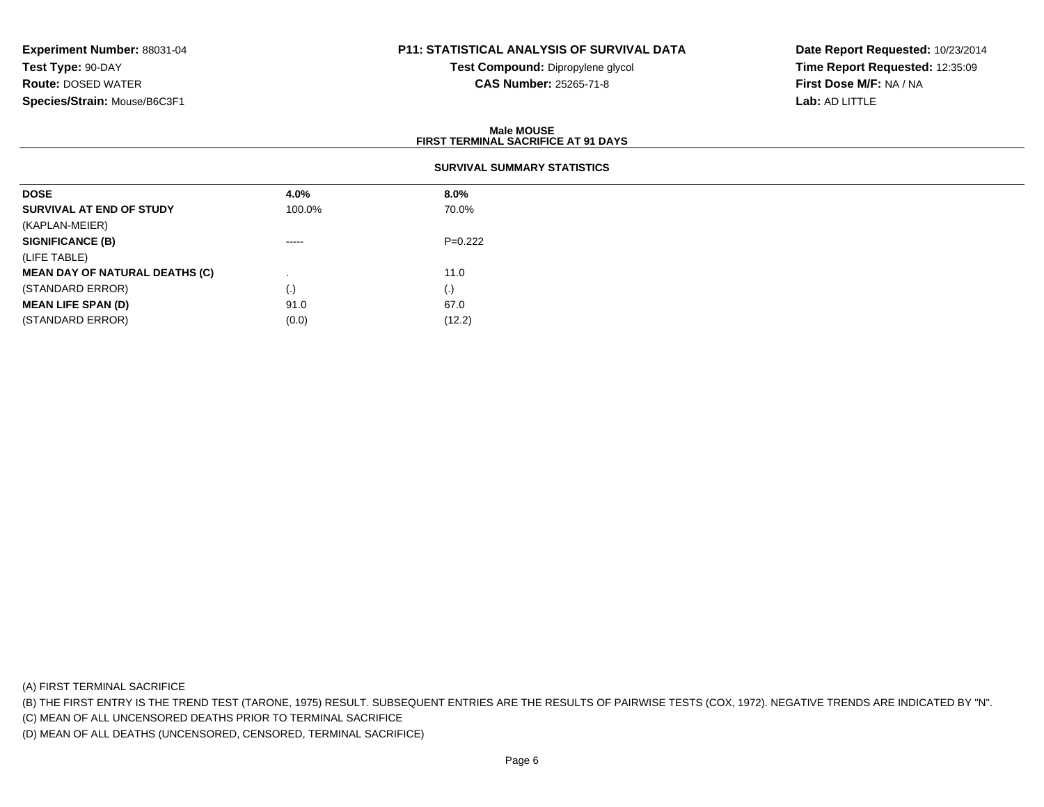**Experiment Number:** 88031-04
**Test Type:** 90-DAY
**Route:** DOSED WATER
**Species/Strain:** Mouse/B6C3F1

**P11: STATISTICAL ANALYSIS OF SURVIVAL DATA**
**Test Compound:** Dipropylene glycol
**CAS Number:** 25265-71-8

**Date Report Requested:** 10/23/2014
**Time Report Requested:** 12:35:09
**First Dose M/F:** NA / NA
**Lab:** AD LITTLE

**Male MOUSE**
**FIRST TERMINAL SACRIFICE AT 91 DAYS**

**SURVIVAL SUMMARY STATISTICS**

| **DOSE** | **4.0%** | **8.0%** |
|---|---|---|
| **SURVIVAL AT END OF STUDY** | 100.0% | 70.0% |
| (KAPLAN-MEIER) | | |
| **SIGNIFICANCE (B)** | ----- | P=0.222 |
| (LIFE TABLE) | | |
| **MEAN DAY OF NATURAL DEATHS (C)** | . | 11.0 |
| (STANDARD ERROR) | (.) | (.) |
| **MEAN LIFE SPAN (D)** | 91.0 | 67.0 |
| (STANDARD ERROR) | (0.0) | (12.2) |

(A) FIRST TERMINAL SACRIFICE
(B) THE FIRST ENTRY IS THE TREND TEST (TARONE, 1975) RESULT. SUBSEQUENT ENTRIES ARE THE RESULTS OF PAIRWISE TESTS (COX, 1972). NEGATIVE TRENDS ARE INDICATED BY "N".
(C) MEAN OF ALL UNCENSORED DEATHS PRIOR TO TERMINAL SACRIFICE
(D) MEAN OF ALL DEATHS (UNCENSORED, CENSORED, TERMINAL SACRIFICE)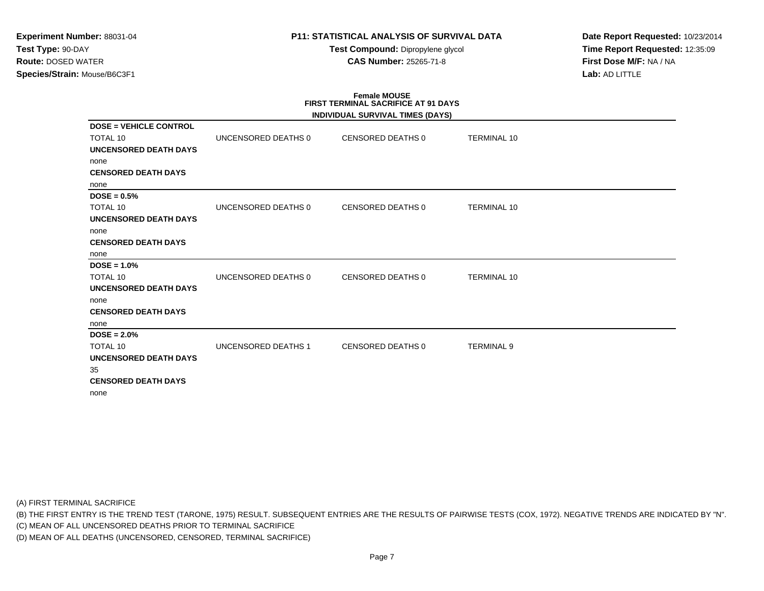**Experiment Number:** 88031-04
**Test Type:** 90-DAY
**Route:** DOSED WATER
**Species/Strain:** Mouse/B6C3F1

**P11: STATISTICAL ANALYSIS OF SURVIVAL DATA**
**Test Compound:** Dipropylene glycol
**CAS Number:** 25265-71-8

**Date Report Requested:** 10/23/2014
**Time Report Requested:** 12:35:09
**First Dose M/F:** NA / NA
**Lab:** AD LITTLE

**Female MOUSE**
**FIRST TERMINAL SACRIFICE AT 91 DAYS**
**INDIVIDUAL SURVIVAL TIMES (DAYS)**

**DOSE = VEHICLE CONTROL**

| TOTAL 10 | UNCENSORED DEATHS 0 | CENSORED DEATHS 0 | TERMINAL 10 |
|---|---|---|---|

**UNCENSORED DEATH DAYS**
none
**CENSORED DEATH DAYS**
none

**DOSE = 0.5%**

| TOTAL 10 | UNCENSORED DEATHS 0 | CENSORED DEATHS 0 | TERMINAL 10 |
|---|---|---|---|

**UNCENSORED DEATH DAYS**
none
**CENSORED DEATH DAYS**
none

**DOSE = 1.0%**

| TOTAL 10 | UNCENSORED DEATHS 0 | CENSORED DEATHS 0 | TERMINAL 10 |
|---|---|---|---|

**UNCENSORED DEATH DAYS**
none
**CENSORED DEATH DAYS**
none

**DOSE = 2.0%**

| TOTAL 10 | UNCENSORED DEATHS 1 | CENSORED DEATHS 0 | TERMINAL 9 |
|---|---|---|---|

**UNCENSORED DEATH DAYS**
35
**CENSORED DEATH DAYS**
none

(A) FIRST TERMINAL SACRIFICE
(B) THE FIRST ENTRY IS THE TREND TEST (TARONE, 1975) RESULT. SUBSEQUENT ENTRIES ARE THE RESULTS OF PAIRWISE TESTS (COX, 1972). NEGATIVE TRENDS ARE INDICATED BY "N".
(C) MEAN OF ALL UNCENSORED DEATHS PRIOR TO TERMINAL SACRIFICE
(D) MEAN OF ALL DEATHS (UNCENSORED, CENSORED, TERMINAL SACRIFICE)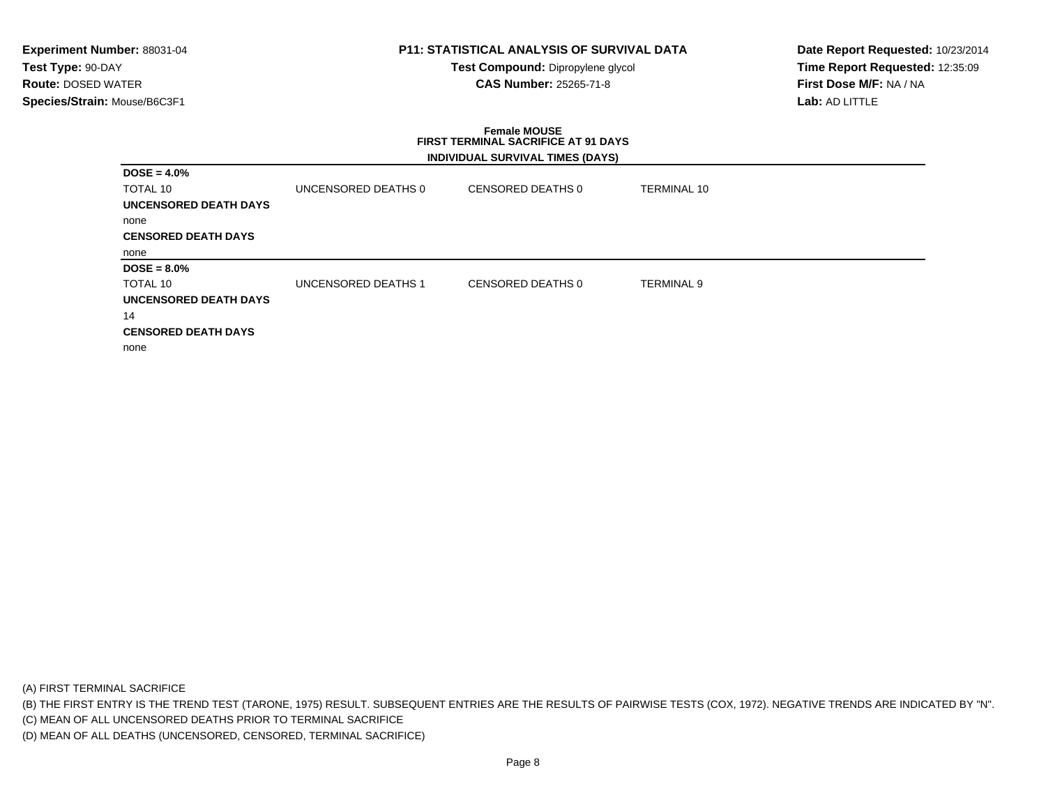**Experiment Number:** 88031-04
**Test Type:** 90-DAY
**Route:** DOSED WATER
**Species/Strain:** Mouse/B6C3F1

**P11: STATISTICAL ANALYSIS OF SURVIVAL DATA**
**Test Compound:** Dipropylene glycol
**CAS Number:** 25265-71-8

**Date Report Requested:** 10/23/2014
**Time Report Requested:** 12:35:09
**First Dose M/F:** NA / NA
**Lab:** AD LITTLE

**Female MOUSE**
**FIRST TERMINAL SACRIFICE AT 91 DAYS**
**INDIVIDUAL SURVIVAL TIMES (DAYS)**

**DOSE = 4.0%**

TOTAL 10 | UNCENSORED DEATHS 0 | CENSORED DEATHS 0 | TERMINAL 10

**UNCENSORED DEATH DAYS**

none

**CENSORED DEATH DAYS**

none

**DOSE = 8.0%**

TOTAL 10 | UNCENSORED DEATHS 1 | CENSORED DEATHS 0 | TERMINAL 9

**UNCENSORED DEATH DAYS**

14

**CENSORED DEATH DAYS**

none

(A) FIRST TERMINAL SACRIFICE
(B) THE FIRST ENTRY IS THE TREND TEST (TARONE, 1975) RESULT. SUBSEQUENT ENTRIES ARE THE RESULTS OF PAIRWISE TESTS (COX, 1972). NEGATIVE TRENDS ARE INDICATED BY "N".
(C) MEAN OF ALL UNCENSORED DEATHS PRIOR TO TERMINAL SACRIFICE
(D) MEAN OF ALL DEATHS (UNCENSORED, CENSORED, TERMINAL SACRIFICE)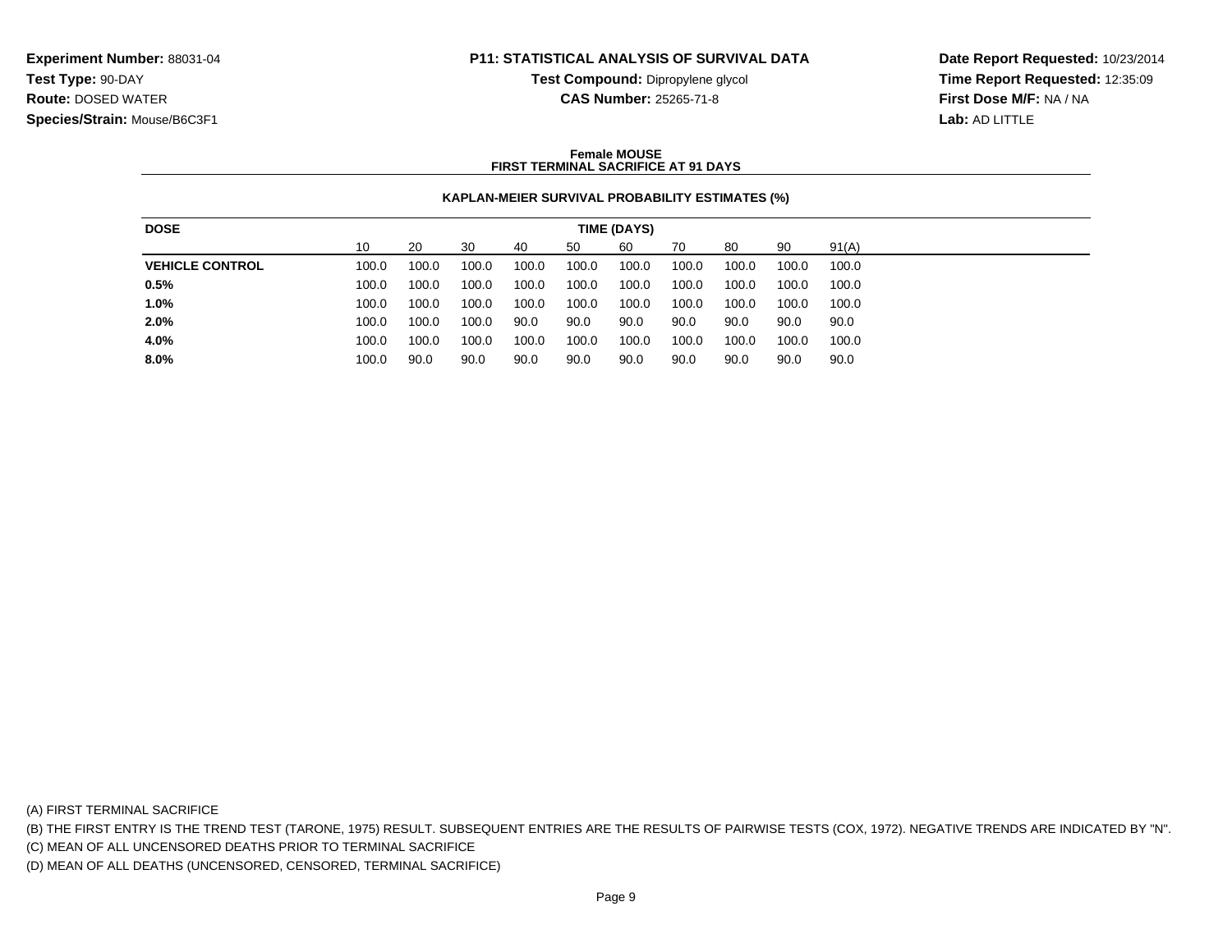**Experiment Number:** 88031-04
**Test Type:** 90-DAY
**Route:** DOSED WATER
**Species/Strain:** Mouse/B6C3F1

**P11: STATISTICAL ANALYSIS OF SURVIVAL DATA**
**Test Compound:** Dipropylene glycol
**CAS Number:** 25265-71-8

**Date Report Requested:** 10/23/2014
**Time Report Requested:** 12:35:09
**First Dose M/F:** NA / NA
**Lab:** AD LITTLE

**Female MOUSE**
**FIRST TERMINAL SACRIFICE AT 91 DAYS**

**KAPLAN-MEIER SURVIVAL PROBABILITY ESTIMATES (%)**

| DOSE | TIME (DAYS) | | | | | | | | | |
|---|---|---|---|---|---|---|---|---|---|---|
| | 10 | 20 | 30 | 40 | 50 | 60 | 70 | 80 | 90 | 91(A) |
| **VEHICLE CONTROL** | 100.0 | 100.0 | 100.0 | 100.0 | 100.0 | 100.0 | 100.0 | 100.0 | 100.0 | 100.0 |
| **0.5%** | 100.0 | 100.0 | 100.0 | 100.0 | 100.0 | 100.0 | 100.0 | 100.0 | 100.0 | 100.0 |
| **1.0%** | 100.0 | 100.0 | 100.0 | 100.0 | 100.0 | 100.0 | 100.0 | 100.0 | 100.0 | 100.0 |
| **2.0%** | 100.0 | 100.0 | 100.0 | 90.0 | 90.0 | 90.0 | 90.0 | 90.0 | 90.0 | 90.0 |
| **4.0%** | 100.0 | 100.0 | 100.0 | 100.0 | 100.0 | 100.0 | 100.0 | 100.0 | 100.0 | 100.0 |
| **8.0%** | 100.0 | 90.0 | 90.0 | 90.0 | 90.0 | 90.0 | 90.0 | 90.0 | 90.0 | 90.0 |

(A) FIRST TERMINAL SACRIFICE

(B) THE FIRST ENTRY IS THE TREND TEST (TARONE, 1975) RESULT. SUBSEQUENT ENTRIES ARE THE RESULTS OF PAIRWISE TESTS (COX, 1972). NEGATIVE TRENDS ARE INDICATED BY "N".

(C) MEAN OF ALL UNCENSORED DEATHS PRIOR TO TERMINAL SACRIFICE

(D) MEAN OF ALL DEATHS (UNCENSORED, CENSORED, TERMINAL SACRIFICE)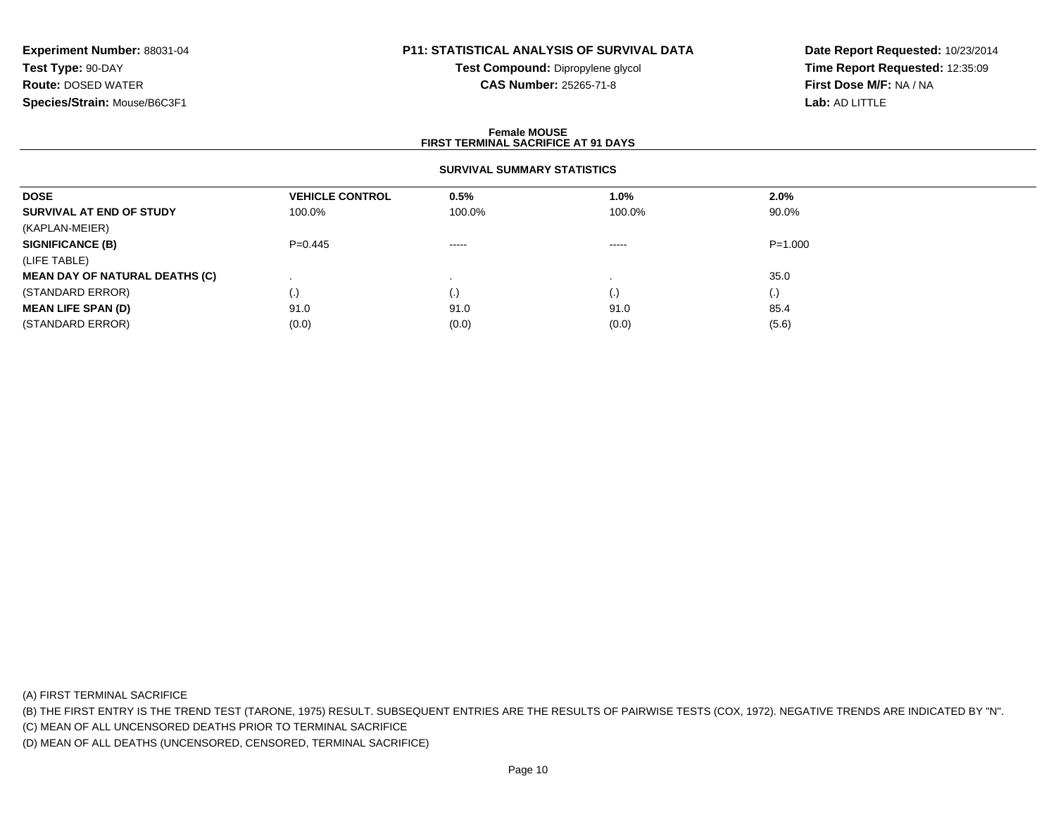**Experiment Number:** 88031-04
**Test Type:** 90-DAY
**Route:** DOSED WATER
**Species/Strain:** Mouse/B6C3F1

**P11: STATISTICAL ANALYSIS OF SURVIVAL DATA**
**Test Compound:** Dipropylene glycol
**CAS Number:** 25265-71-8

**Date Report Requested:** 10/23/2014
**Time Report Requested:** 12:35:09
**First Dose M/F:** NA / NA
**Lab:** AD LITTLE

**Female MOUSE**
**FIRST TERMINAL SACRIFICE AT 91 DAYS**

**SURVIVAL SUMMARY STATISTICS**

| DOSE | VEHICLE CONTROL | 0.5% | 1.0% | 2.0% |
|---|---|---|---|---|
| **SURVIVAL AT END OF STUDY** | 100.0% | 100.0% | 100.0% | 90.0% |
| (KAPLAN-MEIER) | | | | |
| **SIGNIFICANCE (B)** | P=0.445 | ----- | ----- | P=1.000 |
| (LIFE TABLE) | | | | |
| **MEAN DAY OF NATURAL DEATHS (C)** | . | . | . | 35.0 |
| (STANDARD ERROR) | (.) | (.) | (.) | (.) |
| **MEAN LIFE SPAN (D)** | 91.0 | 91.0 | 91.0 | 85.4 |
| (STANDARD ERROR) | (0.0) | (0.0) | (0.0) | (5.6) |

(A) FIRST TERMINAL SACRIFICE
(B) THE FIRST ENTRY IS THE TREND TEST (TARONE, 1975) RESULT. SUBSEQUENT ENTRIES ARE THE RESULTS OF PAIRWISE TESTS (COX, 1972). NEGATIVE TRENDS ARE INDICATED BY "N".
(C) MEAN OF ALL UNCENSORED DEATHS PRIOR TO TERMINAL SACRIFICE
(D) MEAN OF ALL DEATHS (UNCENSORED, CENSORED, TERMINAL SACRIFICE)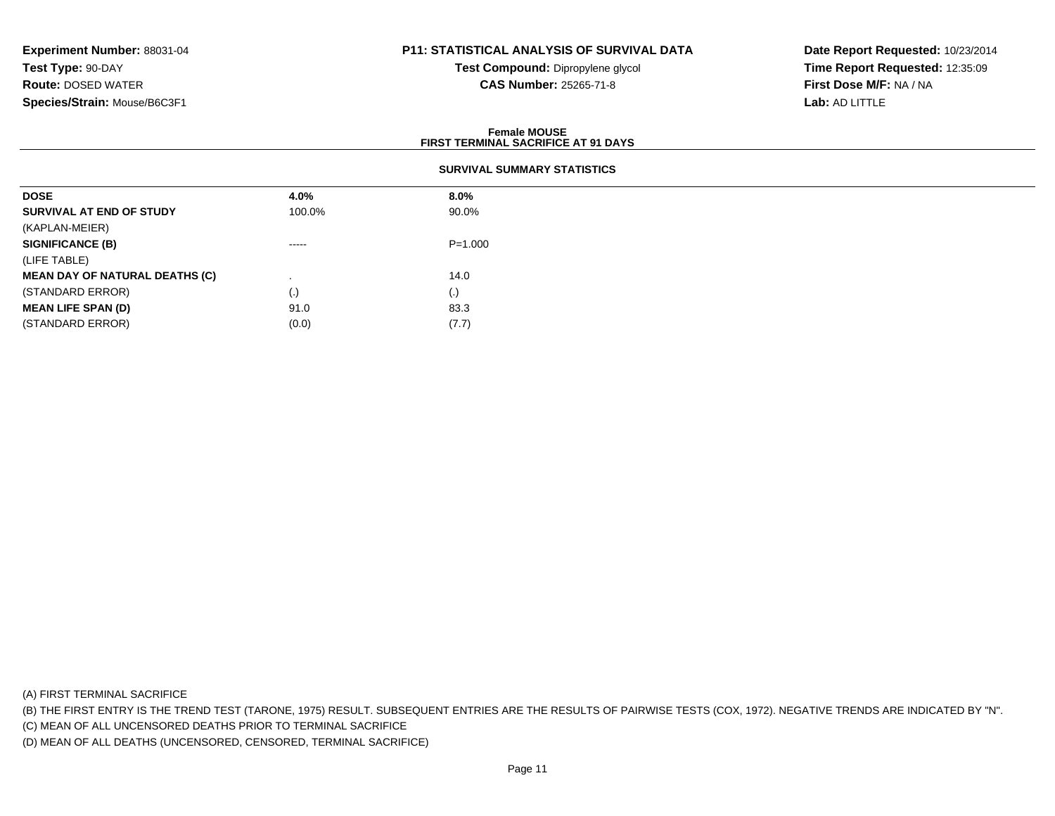**Experiment Number:** 88031-04
**Test Type:** 90-DAY
**Route:** DOSED WATER
**Species/Strain:** Mouse/B6C3F1

**P11: STATISTICAL ANALYSIS OF SURVIVAL DATA**
**Test Compound:** Dipropylene glycol
**CAS Number:** 25265-71-8

**Date Report Requested:** 10/23/2014
**Time Report Requested:** 12:35:09
**First Dose M/F:** NA / NA
**Lab:** AD LITTLE

**Female MOUSE**
**FIRST TERMINAL SACRIFICE AT 91 DAYS**

**SURVIVAL SUMMARY STATISTICS**

| DOSE | 4.0% | 8.0% |
|---|---|---|
| **SURVIVAL AT END OF STUDY** | 100.0% | 90.0% |
| (KAPLAN-MEIER) | | |
| **SIGNIFICANCE (B)** | ----- | P=1.000 |
| (LIFE TABLE) | | |
| **MEAN DAY OF NATURAL DEATHS (C)** | . | 14.0 |
| (STANDARD ERROR) | (.) | (.) |
| **MEAN LIFE SPAN (D)** | 91.0 | 83.3 |
| (STANDARD ERROR) | (0.0) | (7.7) |

(A) FIRST TERMINAL SACRIFICE
(B) THE FIRST ENTRY IS THE TREND TEST (TARONE, 1975) RESULT. SUBSEQUENT ENTRIES ARE THE RESULTS OF PAIRWISE TESTS (COX, 1972). NEGATIVE TRENDS ARE INDICATED BY "N".
(C) MEAN OF ALL UNCENSORED DEATHS PRIOR TO TERMINAL SACRIFICE
(D) MEAN OF ALL DEATHS (UNCENSORED, CENSORED, TERMINAL SACRIFICE)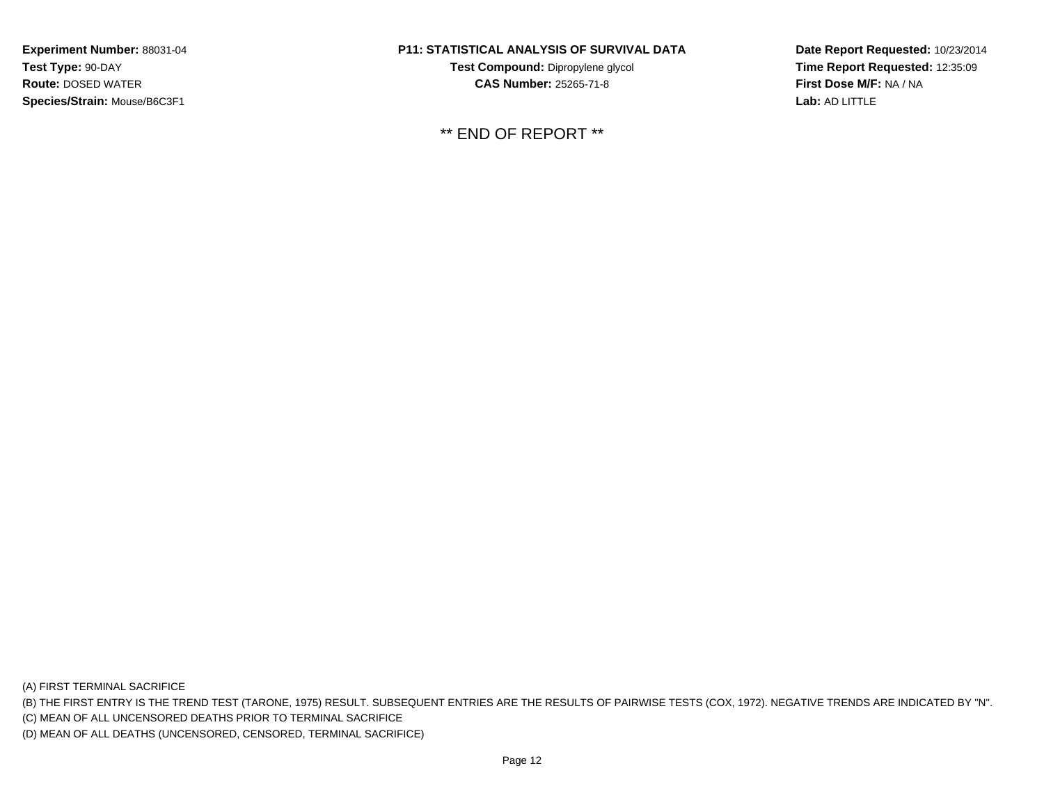**Experiment Number:** 88031-04
**Test Type:** 90-DAY
**Route:** DOSED WATER
**Species/Strain:** Mouse/B6C3F1

**P11: STATISTICAL ANALYSIS OF SURVIVAL DATA**
**Test Compound:** Dipropylene glycol
**CAS Number:** 25265-71-8

**Date Report Requested:** 10/23/2014
**Time Report Requested:** 12:35:09
**First Dose M/F:** NA / NA
**Lab:** AD LITTLE

** END OF REPORT **

(A) FIRST TERMINAL SACRIFICE
(B) THE FIRST ENTRY IS THE TREND TEST (TARONE, 1975) RESULT. SUBSEQUENT ENTRIES ARE THE RESULTS OF PAIRWISE TESTS (COX, 1972). NEGATIVE TRENDS ARE INDICATED BY "N".
(C) MEAN OF ALL UNCENSORED DEATHS PRIOR TO TERMINAL SACRIFICE
(D) MEAN OF ALL DEATHS (UNCENSORED, CENSORED, TERMINAL SACRIFICE)